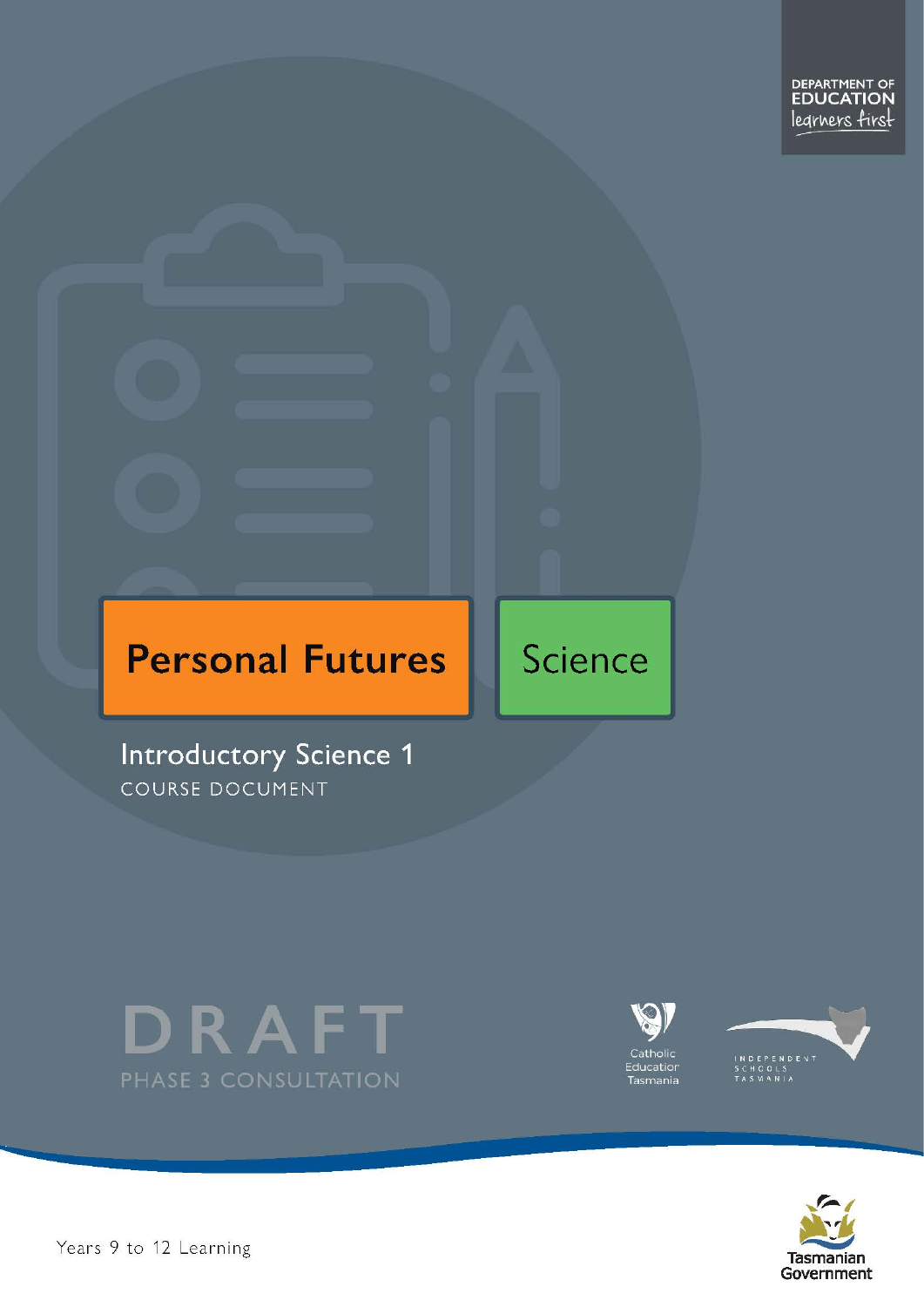DEPARTMENT OF EDUCATION
learners first

# Personal Futures

# Science

## Introductory Science 1

COURSE DOCUMENT

DRAFT

PHASE 3 CONSULTATION

Catholic Education Tasmania

INDEPENDENT SCHOOLS TASMANIA

Tasmanian Government

Years 9 to 12 Learning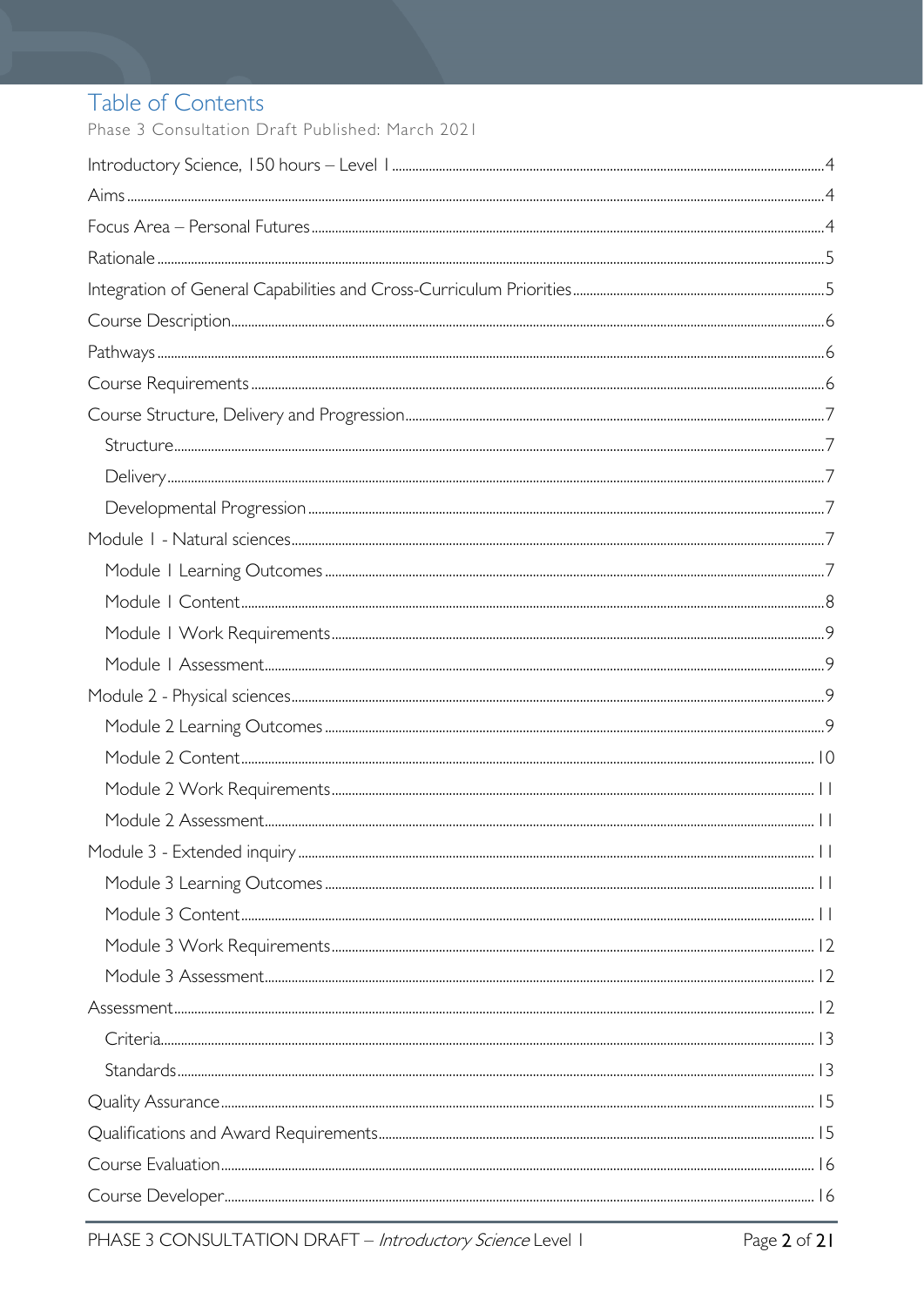# Table of Contents

Phase 3 Consultation Draft Published: March 2021

Introductory Science, 150 hours – Level 1 .......... 4

Aims .......... 4

Focus Area – Personal Futures .......... 4

Rationale .......... 5

Integration of General Capabilities and Cross-Curriculum Priorities .......... 5

Course Description .......... 6

Pathways .......... 6

Course Requirements .......... 6

Course Structure, Delivery and Progression .......... 7

- Structure .......... 7
- Delivery .......... 7
- Developmental Progression .......... 7

Module 1 - Natural sciences .......... 7

- Module 1 Learning Outcomes .......... 7
- Module 1 Content .......... 8
- Module 1 Work Requirements .......... 9
- Module 1 Assessment .......... 9

Module 2 - Physical sciences .......... 9

- Module 2 Learning Outcomes .......... 9
- Module 2 Content .......... 10
- Module 2 Work Requirements .......... 11
- Module 2 Assessment .......... 11

Module 3 - Extended inquiry .......... 11

- Module 3 Learning Outcomes .......... 11
- Module 3 Content .......... 11
- Module 3 Work Requirements .......... 12
- Module 3 Assessment .......... 12

Assessment .......... 12

- Criteria .......... 13
- Standards .......... 13

Quality Assurance .......... 15

Qualifications and Award Requirements .......... 15

Course Evaluation .......... 16

Course Developer .......... 16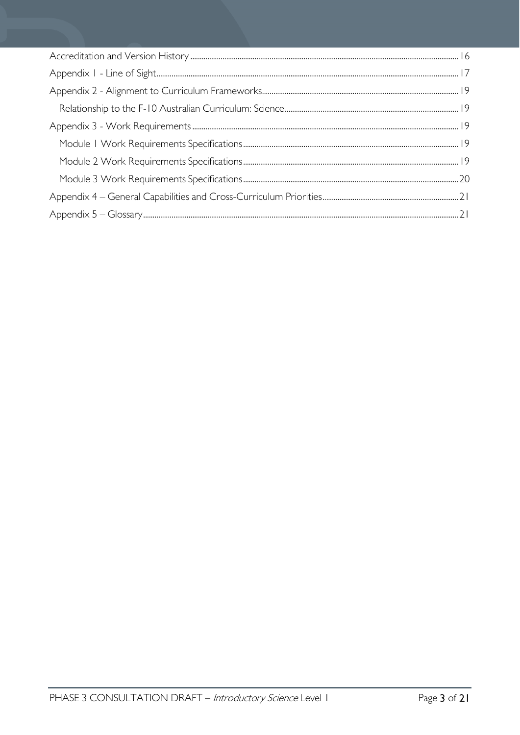Accreditation and Version History ........ 16
Appendix 1 - Line of Sight ........ 17
Appendix 2 - Alignment to Curriculum Frameworks ........ 19
- Relationship to the F-10 Australian Curriculum: Science ........ 19

Appendix 3 - Work Requirements ........ 19
- Module 1 Work Requirements Specifications ........ 19
- Module 2 Work Requirements Specifications ........ 19
- Module 3 Work Requirements Specifications ........ 20

Appendix 4 – General Capabilities and Cross-Curriculum Priorities ........ 21
Appendix 5 – Glossary ........ 21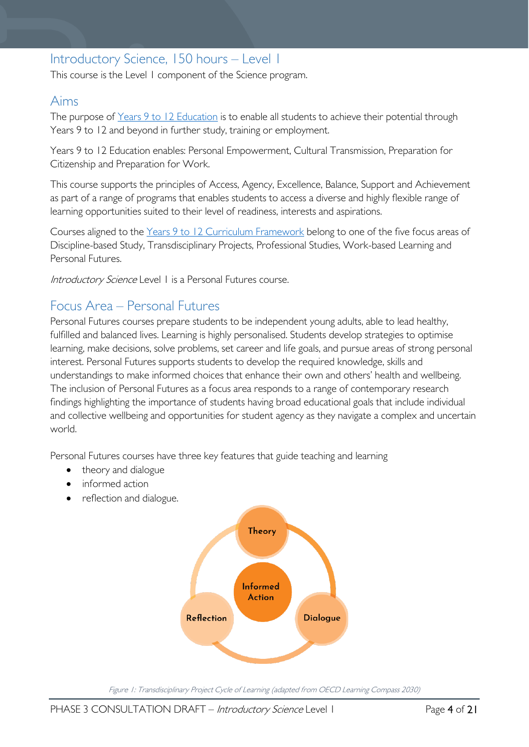## Introductory Science, 150 hours – Level 1

This course is the Level 1 component of the Science program.

## Aims

The purpose of Years 9 to 12 Education is to enable all students to achieve their potential through Years 9 to 12 and beyond in further study, training or employment.

Years 9 to 12 Education enables: Personal Empowerment, Cultural Transmission, Preparation for Citizenship and Preparation for Work.

This course supports the principles of Access, Agency, Excellence, Balance, Support and Achievement as part of a range of programs that enables students to access a diverse and highly flexible range of learning opportunities suited to their level of readiness, interests and aspirations.

Courses aligned to the Years 9 to 12 Curriculum Framework belong to one of the five focus areas of Discipline-based Study, Transdisciplinary Projects, Professional Studies, Work-based Learning and Personal Futures.

*Introductory Science* Level 1 is a Personal Futures course.

## Focus Area – Personal Futures

Personal Futures courses prepare students to be independent young adults, able to lead healthy, fulfilled and balanced lives. Learning is highly personalised. Students develop strategies to optimise learning, make decisions, solve problems, set career and life goals, and pursue areas of strong personal interest. Personal Futures supports students to develop the required knowledge, skills and understandings to make informed choices that enhance their own and others' health and wellbeing. The inclusion of Personal Futures as a focus area responds to a range of contemporary research findings highlighting the importance of students having broad educational goals that include individual and collective wellbeing and opportunities for student agency as they navigate a complex and uncertain world.

Personal Futures courses have three key features that guide teaching and learning

- theory and dialogue
- informed action
- reflection and dialogue.

Theory

Informed Action

Reflection

Dialogue

*Figure 1: Transdisciplinary Project Cycle of Learning (adapted from OECD Learning Compass 2030)*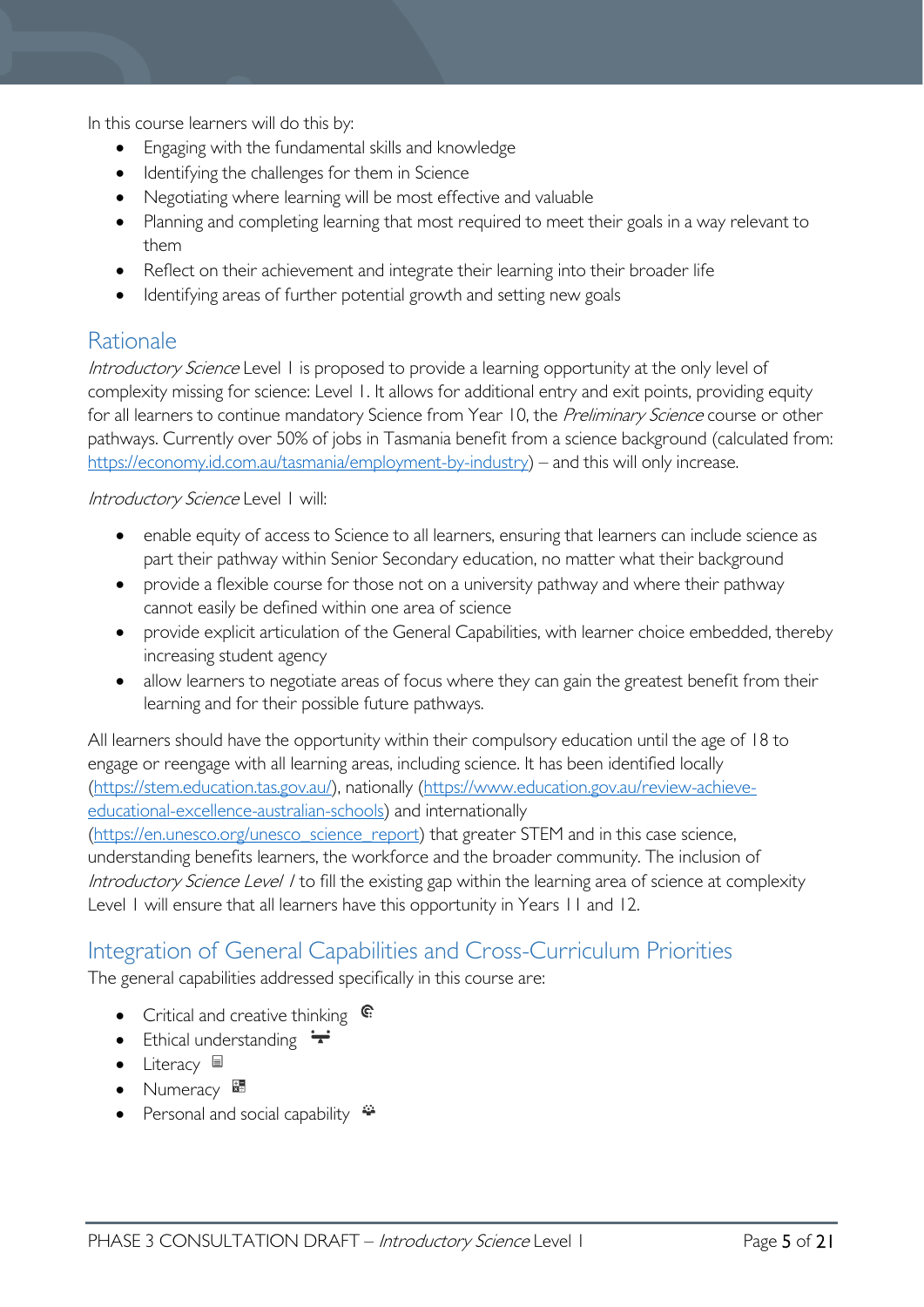In this course learners will do this by:

- Engaging with the fundamental skills and knowledge
- Identifying the challenges for them in Science
- Negotiating where learning will be most effective and valuable
- Planning and completing learning that most required to meet their goals in a way relevant to them
- Reflect on their achievement and integrate their learning into their broader life
- Identifying areas of further potential growth and setting new goals

## Rationale

*Introductory Science* Level 1 is proposed to provide a learning opportunity at the only level of complexity missing for science: Level 1. It allows for additional entry and exit points, providing equity for all learners to continue mandatory Science from Year 10, the *Preliminary Science* course or other pathways. Currently over 50% of jobs in Tasmania benefit from a science background (calculated from: https://economy.id.com.au/tasmania/employment-by-industry) – and this will only increase.

*Introductory Science* Level 1 will:

- enable equity of access to Science to all learners, ensuring that learners can include science as part their pathway within Senior Secondary education, no matter what their background
- provide a flexible course for those not on a university pathway and where their pathway cannot easily be defined within one area of science
- provide explicit articulation of the General Capabilities, with learner choice embedded, thereby increasing student agency
- allow learners to negotiate areas of focus where they can gain the greatest benefit from their learning and for their possible future pathways.

All learners should have the opportunity within their compulsory education until the age of 18 to engage or reengage with all learning areas, including science. It has been identified locally (https://stem.education.tas.gov.au/), nationally (https://www.education.gov.au/review-achieve-educational-excellence-australian-schools) and internationally (https://en.unesco.org/unesco_science_report) that greater STEM and in this case science, understanding benefits learners, the workforce and the broader community. The inclusion of *Introductory Science Level 1* to fill the existing gap within the learning area of science at complexity Level 1 will ensure that all learners have this opportunity in Years 11 and 12.

## Integration of General Capabilities and Cross-Curriculum Priorities

The general capabilities addressed specifically in this course are:

- Critical and creative thinking
- Ethical understanding
- Literacy
- Numeracy
- Personal and social capability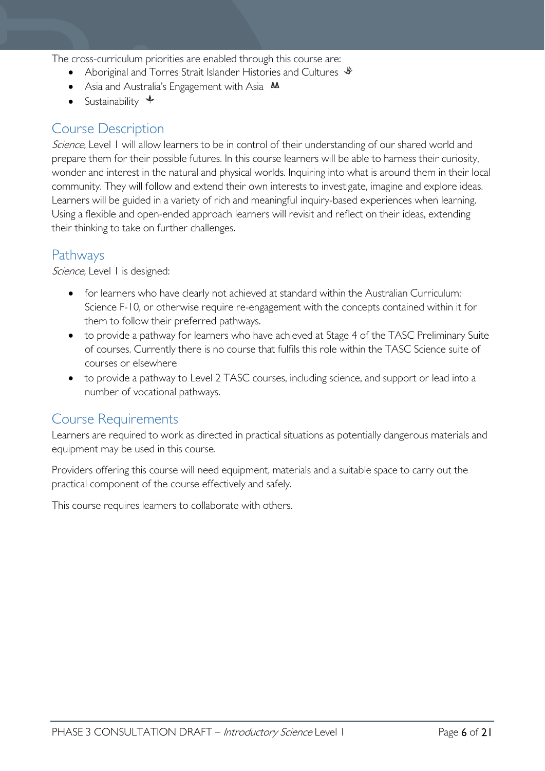The cross-curriculum priorities are enabled through this course are:

- Aboriginal and Torres Strait Islander Histories and Cultures
- Asia and Australia's Engagement with Asia
- Sustainability

## Course Description

*Science,* Level 1 will allow learners to be in control of their understanding of our shared world and prepare them for their possible futures. In this course learners will be able to harness their curiosity, wonder and interest in the natural and physical worlds. Inquiring into what is around them in their local community. They will follow and extend their own interests to investigate, imagine and explore ideas. Learners will be guided in a variety of rich and meaningful inquiry-based experiences when learning. Using a flexible and open-ended approach learners will revisit and reflect on their ideas, extending their thinking to take on further challenges.

## Pathways

*Science,* Level 1 is designed:

- for learners who have clearly not achieved at standard within the Australian Curriculum: Science F-10, or otherwise require re-engagement with the concepts contained within it for them to follow their preferred pathways.
- to provide a pathway for learners who have achieved at Stage 4 of the TASC Preliminary Suite of courses. Currently there is no course that fulfils this role within the TASC Science suite of courses or elsewhere
- to provide a pathway to Level 2 TASC courses, including science, and support or lead into a number of vocational pathways.

## Course Requirements

Learners are required to work as directed in practical situations as potentially dangerous materials and equipment may be used in this course.

Providers offering this course will need equipment, materials and a suitable space to carry out the practical component of the course effectively and safely.

This course requires learners to collaborate with others.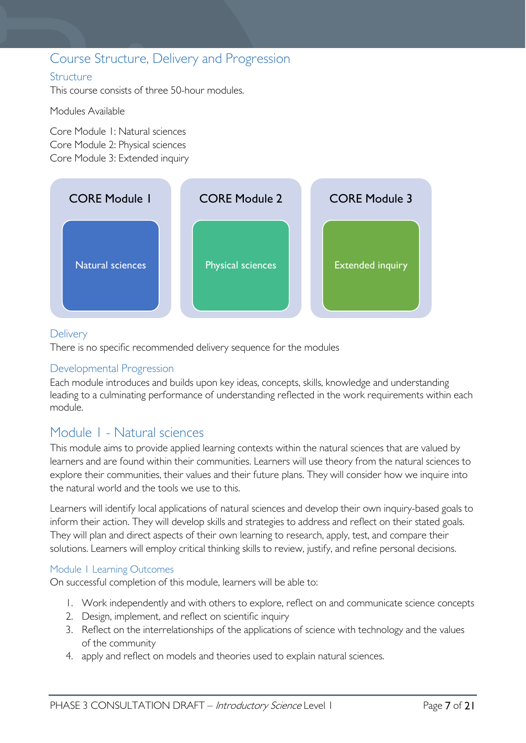## Course Structure, Delivery and Progression

### Structure

This course consists of three 50-hour modules.

Modules Available

Core Module 1: Natural sciences
Core Module 2: Physical sciences
Core Module 3: Extended inquiry

| CORE Module 1 | CORE Module 2 | CORE Module 3 |
|---|---|---|
| Natural sciences | Physical sciences | Extended inquiry |

### Delivery

There is no specific recommended delivery sequence for the modules

### Developmental Progression

Each module introduces and builds upon key ideas, concepts, skills, knowledge and understanding leading to a culminating performance of understanding reflected in the work requirements within each module.

## Module 1 - Natural sciences

This module aims to provide applied learning contexts within the natural sciences that are valued by learners and are found within their communities. Learners will use theory from the natural sciences to explore their communities, their values and their future plans. They will consider how we inquire into the natural world and the tools we use to this.

Learners will identify local applications of natural sciences and develop their own inquiry-based goals to inform their action. They will develop skills and strategies to address and reflect on their stated goals. They will plan and direct aspects of their own learning to research, apply, test, and compare their solutions. Learners will employ critical thinking skills to review, justify, and refine personal decisions.

### Module 1 Learning Outcomes

On successful completion of this module, learners will be able to:

1. Work independently and with others to explore, reflect on and communicate science concepts
2. Design, implement, and reflect on scientific inquiry
3. Reflect on the interrelationships of the applications of science with technology and the values of the community
4. apply and reflect on models and theories used to explain natural sciences.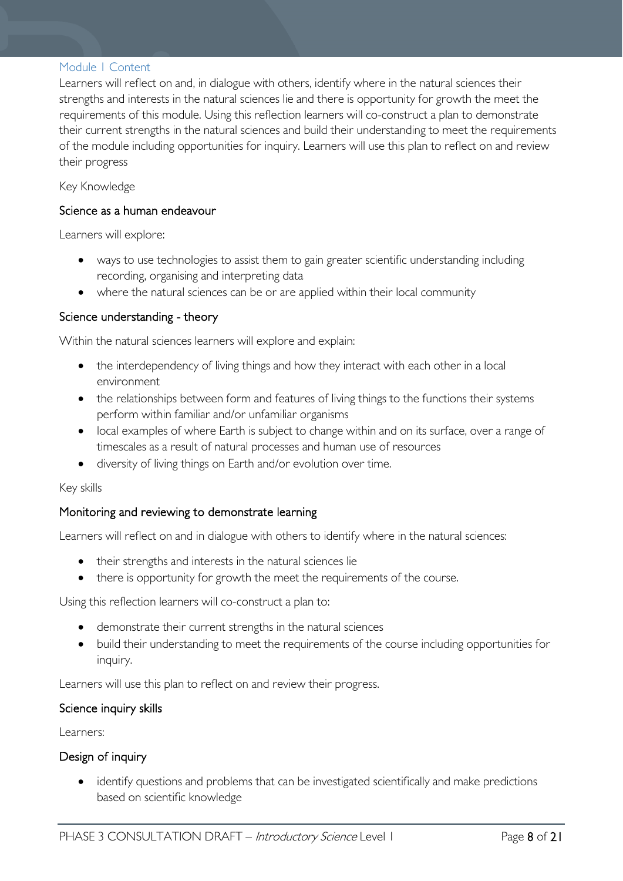## Module 1 Content

Learners will reflect on and, in dialogue with others, identify where in the natural sciences their strengths and interests in the natural sciences lie and there is opportunity for growth the meet the requirements of this module. Using this reflection learners will co-construct a plan to demonstrate their current strengths in the natural sciences and build their understanding to meet the requirements of the module including opportunities for inquiry. Learners will use this plan to reflect on and review their progress

Key Knowledge

### Science as a human endeavour

Learners will explore:

- ways to use technologies to assist them to gain greater scientific understanding including recording, organising and interpreting data
- where the natural sciences can be or are applied within their local community

### Science understanding - theory

Within the natural sciences learners will explore and explain:

- the interdependency of living things and how they interact with each other in a local environment
- the relationships between form and features of living things to the functions their systems perform within familiar and/or unfamiliar organisms
- local examples of where Earth is subject to change within and on its surface, over a range of timescales as a result of natural processes and human use of resources
- diversity of living things on Earth and/or evolution over time.

Key skills

### Monitoring and reviewing to demonstrate learning

Learners will reflect on and in dialogue with others to identify where in the natural sciences:

- their strengths and interests in the natural sciences lie
- there is opportunity for growth the meet the requirements of the course.

Using this reflection learners will co-construct a plan to:

- demonstrate their current strengths in the natural sciences
- build their understanding to meet the requirements of the course including opportunities for inquiry.

Learners will use this plan to reflect on and review their progress.

### Science inquiry skills

Learners:

### Design of inquiry

- identify questions and problems that can be investigated scientifically and make predictions based on scientific knowledge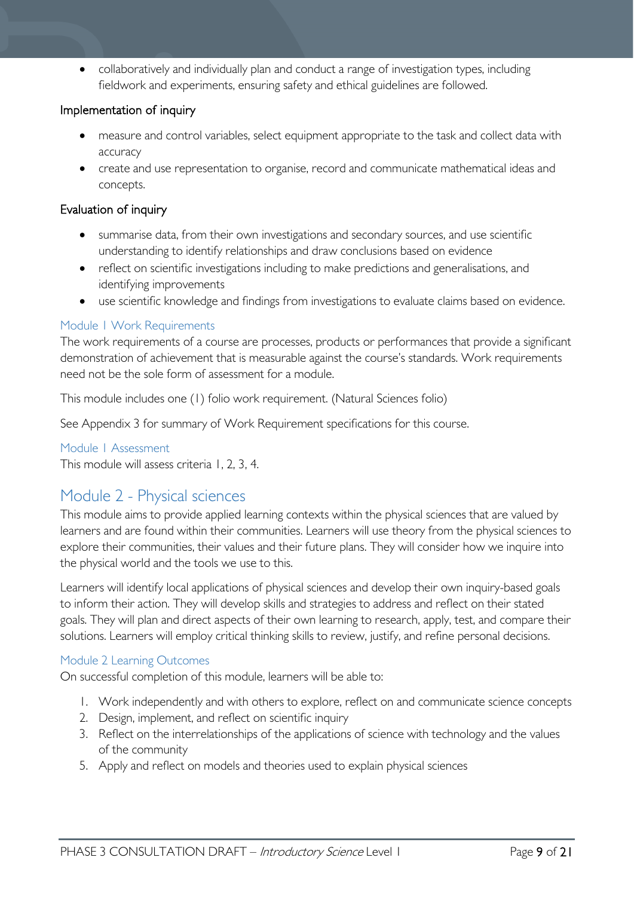- collaboratively and individually plan and conduct a range of investigation types, including fieldwork and experiments, ensuring safety and ethical guidelines are followed.

#### Implementation of inquiry

- measure and control variables, select equipment appropriate to the task and collect data with accuracy
- create and use representation to organise, record and communicate mathematical ideas and concepts.

#### Evaluation of inquiry

- summarise data, from their own investigations and secondary sources, and use scientific understanding to identify relationships and draw conclusions based on evidence
- reflect on scientific investigations including to make predictions and generalisations, and identifying improvements
- use scientific knowledge and findings from investigations to evaluate claims based on evidence.

### Module 1 Work Requirements

The work requirements of a course are processes, products or performances that provide a significant demonstration of achievement that is measurable against the course's standards. Work requirements need not be the sole form of assessment for a module.

This module includes one (1) folio work requirement. (Natural Sciences folio)

See Appendix 3 for summary of Work Requirement specifications for this course.

### Module 1 Assessment

This module will assess criteria 1, 2, 3, 4.

## Module 2 - Physical sciences

This module aims to provide applied learning contexts within the physical sciences that are valued by learners and are found within their communities. Learners will use theory from the physical sciences to explore their communities, their values and their future plans. They will consider how we inquire into the physical world and the tools we use to this.

Learners will identify local applications of physical sciences and develop their own inquiry-based goals to inform their action. They will develop skills and strategies to address and reflect on their stated goals. They will plan and direct aspects of their own learning to research, apply, test, and compare their solutions. Learners will employ critical thinking skills to review, justify, and refine personal decisions.

### Module 2 Learning Outcomes

On successful completion of this module, learners will be able to:

1. Work independently and with others to explore, reflect on and communicate science concepts
2. Design, implement, and reflect on scientific inquiry
3. Reflect on the interrelationships of the applications of science with technology and the values of the community
5. Apply and reflect on models and theories used to explain physical sciences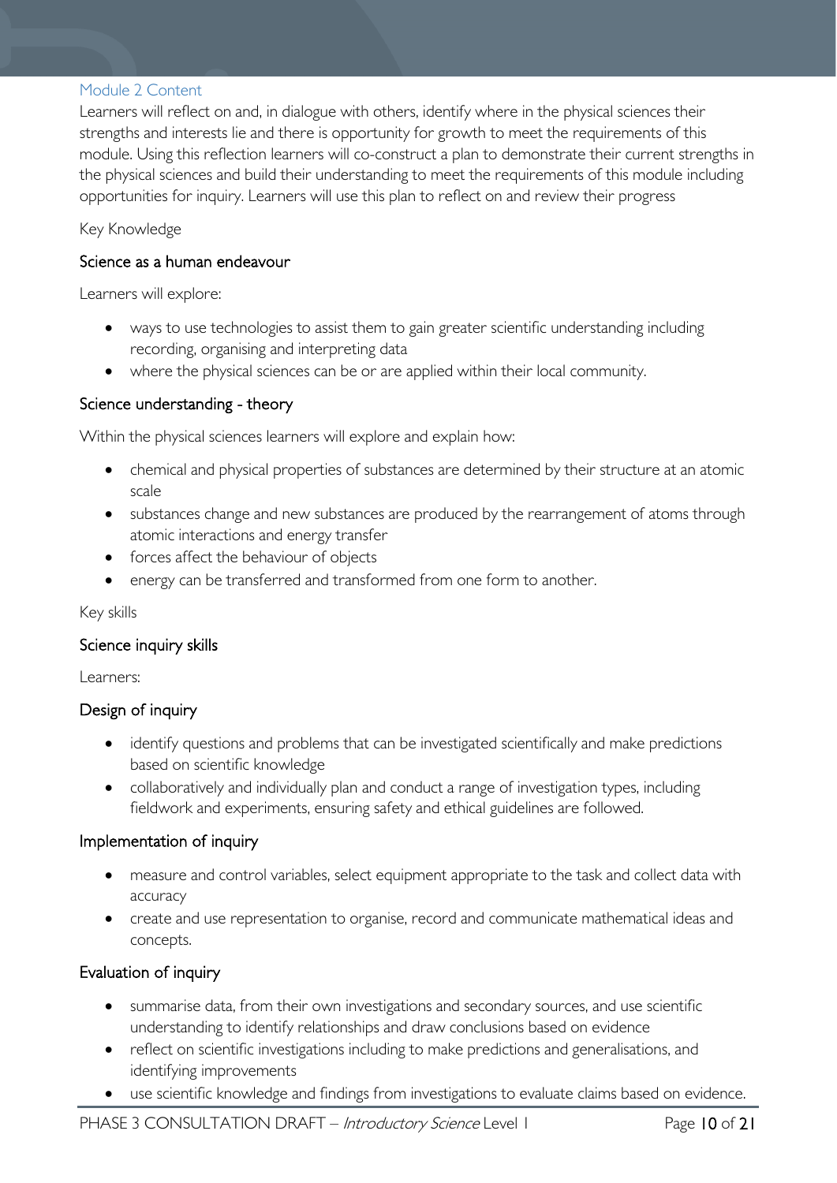## Module 2 Content

Learners will reflect on and, in dialogue with others, identify where in the physical sciences their strengths and interests lie and there is opportunity for growth to meet the requirements of this module. Using this reflection learners will co-construct a plan to demonstrate their current strengths in the physical sciences and build their understanding to meet the requirements of this module including opportunities for inquiry. Learners will use this plan to reflect on and review their progress

Key Knowledge

### Science as a human endeavour

Learners will explore:

- ways to use technologies to assist them to gain greater scientific understanding including recording, organising and interpreting data
- where the physical sciences can be or are applied within their local community.

### Science understanding - theory

Within the physical sciences learners will explore and explain how:

- chemical and physical properties of substances are determined by their structure at an atomic scale
- substances change and new substances are produced by the rearrangement of atoms through atomic interactions and energy transfer
- forces affect the behaviour of objects
- energy can be transferred and transformed from one form to another.

Key skills

### Science inquiry skills

Learners:

### Design of inquiry

- identify questions and problems that can be investigated scientifically and make predictions based on scientific knowledge
- collaboratively and individually plan and conduct a range of investigation types, including fieldwork and experiments, ensuring safety and ethical guidelines are followed.

### Implementation of inquiry

- measure and control variables, select equipment appropriate to the task and collect data with accuracy
- create and use representation to organise, record and communicate mathematical ideas and concepts.

### Evaluation of inquiry

- summarise data, from their own investigations and secondary sources, and use scientific understanding to identify relationships and draw conclusions based on evidence
- reflect on scientific investigations including to make predictions and generalisations, and identifying improvements
- use scientific knowledge and findings from investigations to evaluate claims based on evidence.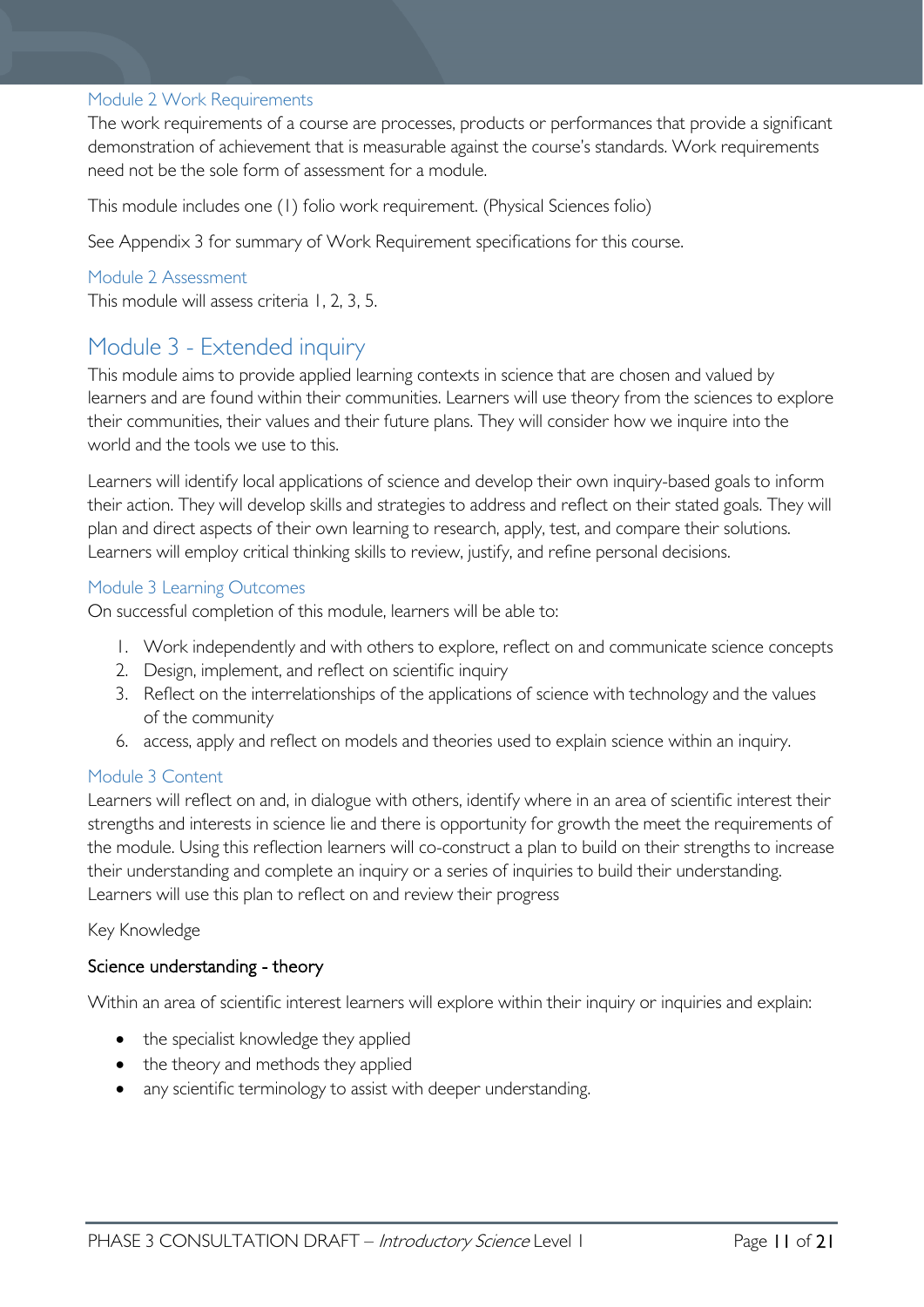### Module 2 Work Requirements

The work requirements of a course are processes, products or performances that provide a significant demonstration of achievement that is measurable against the course's standards. Work requirements need not be the sole form of assessment for a module.

This module includes one (1) folio work requirement. (Physical Sciences folio)

See Appendix 3 for summary of Work Requirement specifications for this course.

### Module 2 Assessment

This module will assess criteria 1, 2, 3, 5.

## Module 3 - Extended inquiry

This module aims to provide applied learning contexts in science that are chosen and valued by learners and are found within their communities. Learners will use theory from the sciences to explore their communities, their values and their future plans. They will consider how we inquire into the world and the tools we use to this.

Learners will identify local applications of science and develop their own inquiry-based goals to inform their action. They will develop skills and strategies to address and reflect on their stated goals. They will plan and direct aspects of their own learning to research, apply, test, and compare their solutions. Learners will employ critical thinking skills to review, justify, and refine personal decisions.

### Module 3 Learning Outcomes

On successful completion of this module, learners will be able to:

1. Work independently and with others to explore, reflect on and communicate science concepts
2. Design, implement, and reflect on scientific inquiry
3. Reflect on the interrelationships of the applications of science with technology and the values of the community
6. access, apply and reflect on models and theories used to explain science within an inquiry.

### Module 3 Content

Learners will reflect on and, in dialogue with others, identify where in an area of scientific interest their strengths and interests in science lie and there is opportunity for growth the meet the requirements of the module. Using this reflection learners will co-construct a plan to build on their strengths to increase their understanding and complete an inquiry or a series of inquiries to build their understanding. Learners will use this plan to reflect on and review their progress

Key Knowledge

#### Science understanding - theory

Within an area of scientific interest learners will explore within their inquiry or inquiries and explain:

- the specialist knowledge they applied
- the theory and methods they applied
- any scientific terminology to assist with deeper understanding.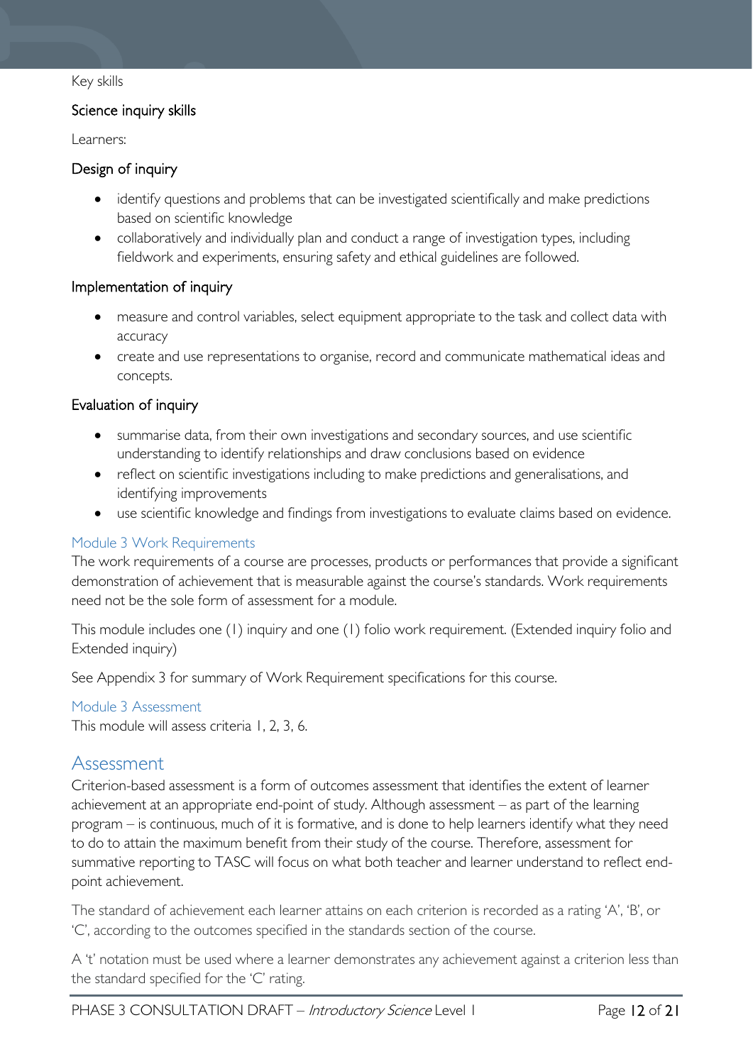Key skills

### Science inquiry skills

Learners:

#### Design of inquiry

- identify questions and problems that can be investigated scientifically and make predictions based on scientific knowledge
- collaboratively and individually plan and conduct a range of investigation types, including fieldwork and experiments, ensuring safety and ethical guidelines are followed.

#### Implementation of inquiry

- measure and control variables, select equipment appropriate to the task and collect data with accuracy
- create and use representations to organise, record and communicate mathematical ideas and concepts.

#### Evaluation of inquiry

- summarise data, from their own investigations and secondary sources, and use scientific understanding to identify relationships and draw conclusions based on evidence
- reflect on scientific investigations including to make predictions and generalisations, and identifying improvements
- use scientific knowledge and findings from investigations to evaluate claims based on evidence.

### Module 3 Work Requirements

The work requirements of a course are processes, products or performances that provide a significant demonstration of achievement that is measurable against the course's standards. Work requirements need not be the sole form of assessment for a module.

This module includes one (1) inquiry and one (1) folio work requirement. (Extended inquiry folio and Extended inquiry)

See Appendix 3 for summary of Work Requirement specifications for this course.

### Module 3 Assessment

This module will assess criteria 1, 2, 3, 6.

## Assessment

Criterion-based assessment is a form of outcomes assessment that identifies the extent of learner achievement at an appropriate end-point of study. Although assessment – as part of the learning program – is continuous, much of it is formative, and is done to help learners identify what they need to do to attain the maximum benefit from their study of the course. Therefore, assessment for summative reporting to TASC will focus on what both teacher and learner understand to reflect end-point achievement.

The standard of achievement each learner attains on each criterion is recorded as a rating 'A', 'B', or 'C', according to the outcomes specified in the standards section of the course.

A 't' notation must be used where a learner demonstrates any achievement against a criterion less than the standard specified for the 'C' rating.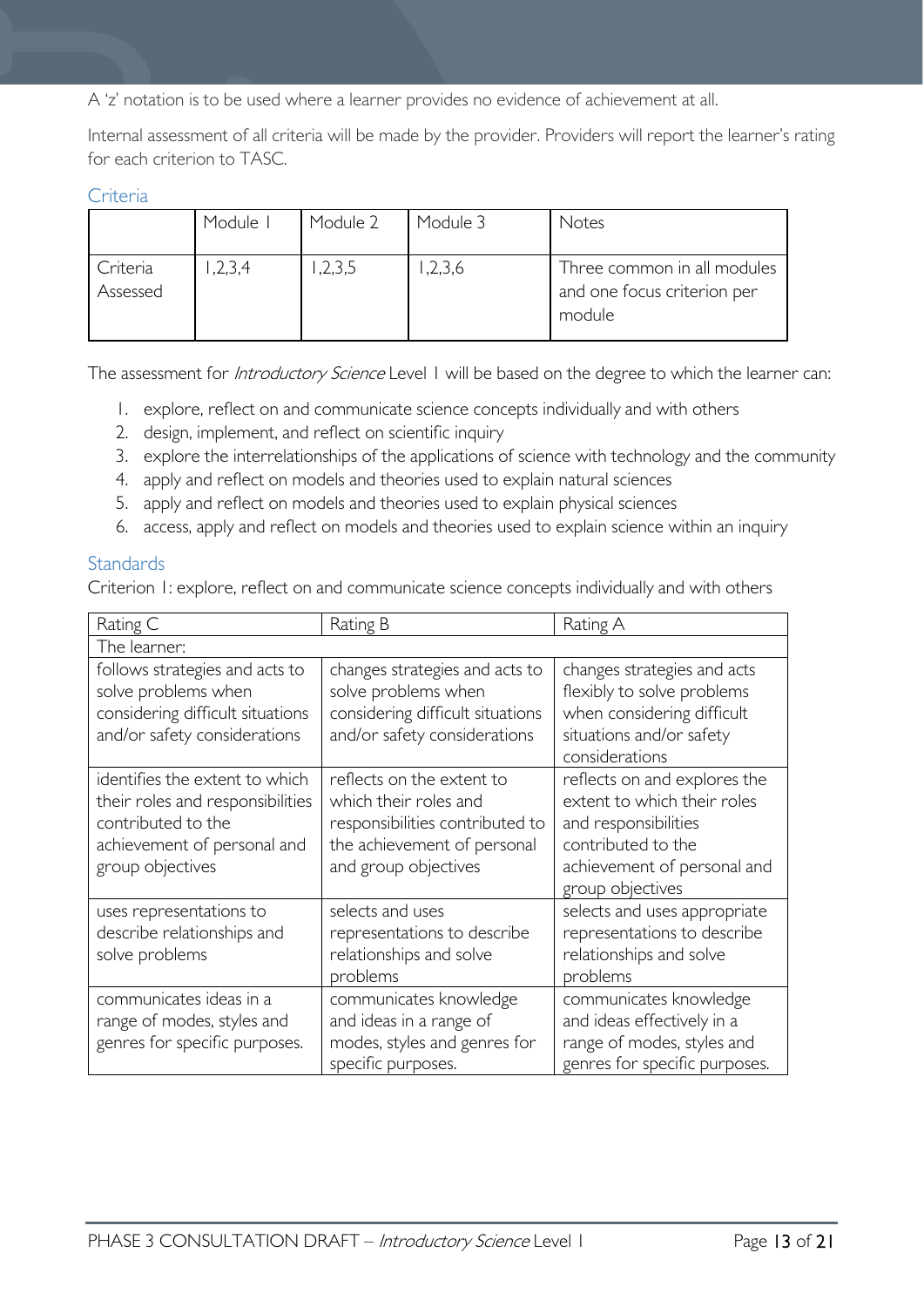A 'z' notation is to be used where a learner provides no evidence of achievement at all.

Internal assessment of all criteria will be made by the provider. Providers will report the learner's rating for each criterion to TASC.

## Criteria

| | Module 1 | Module 2 | Module 3 | Notes |
|---|---|---|---|---|
| Criteria Assessed | 1,2,3,4 | 1,2,3,5 | 1,2,3,6 | Three common in all modules and one focus criterion per module |

The assessment for *Introductory Science* Level 1 will be based on the degree to which the learner can:

1. explore, reflect on and communicate science concepts individually and with others
2. design, implement, and reflect on scientific inquiry
3. explore the interrelationships of the applications of science with technology and the community
4. apply and reflect on models and theories used to explain natural sciences
5. apply and reflect on models and theories used to explain physical sciences
6. access, apply and reflect on models and theories used to explain science within an inquiry

## Standards

Criterion 1: explore, reflect on and communicate science concepts individually and with others

| Rating C | Rating B | Rating A |
|---|---|---|
| The learner: | | |
| follows strategies and acts to solve problems when considering difficult situations and/or safety considerations | changes strategies and acts to solve problems when considering difficult situations and/or safety considerations | changes strategies and acts flexibly to solve problems when considering difficult situations and/or safety considerations |
| identifies the extent to which their roles and responsibilities contributed to the achievement of personal and group objectives | reflects on the extent to which their roles and responsibilities contributed to the achievement of personal and group objectives | reflects on and explores the extent to which their roles and responsibilities contributed to the achievement of personal and group objectives |
| uses representations to describe relationships and solve problems | selects and uses representations to describe relationships and solve problems | selects and uses appropriate representations to describe relationships and solve problems |
| communicates ideas in a range of modes, styles and genres for specific purposes. | communicates knowledge and ideas in a range of modes, styles and genres for specific purposes. | communicates knowledge and ideas effectively in a range of modes, styles and genres for specific purposes. |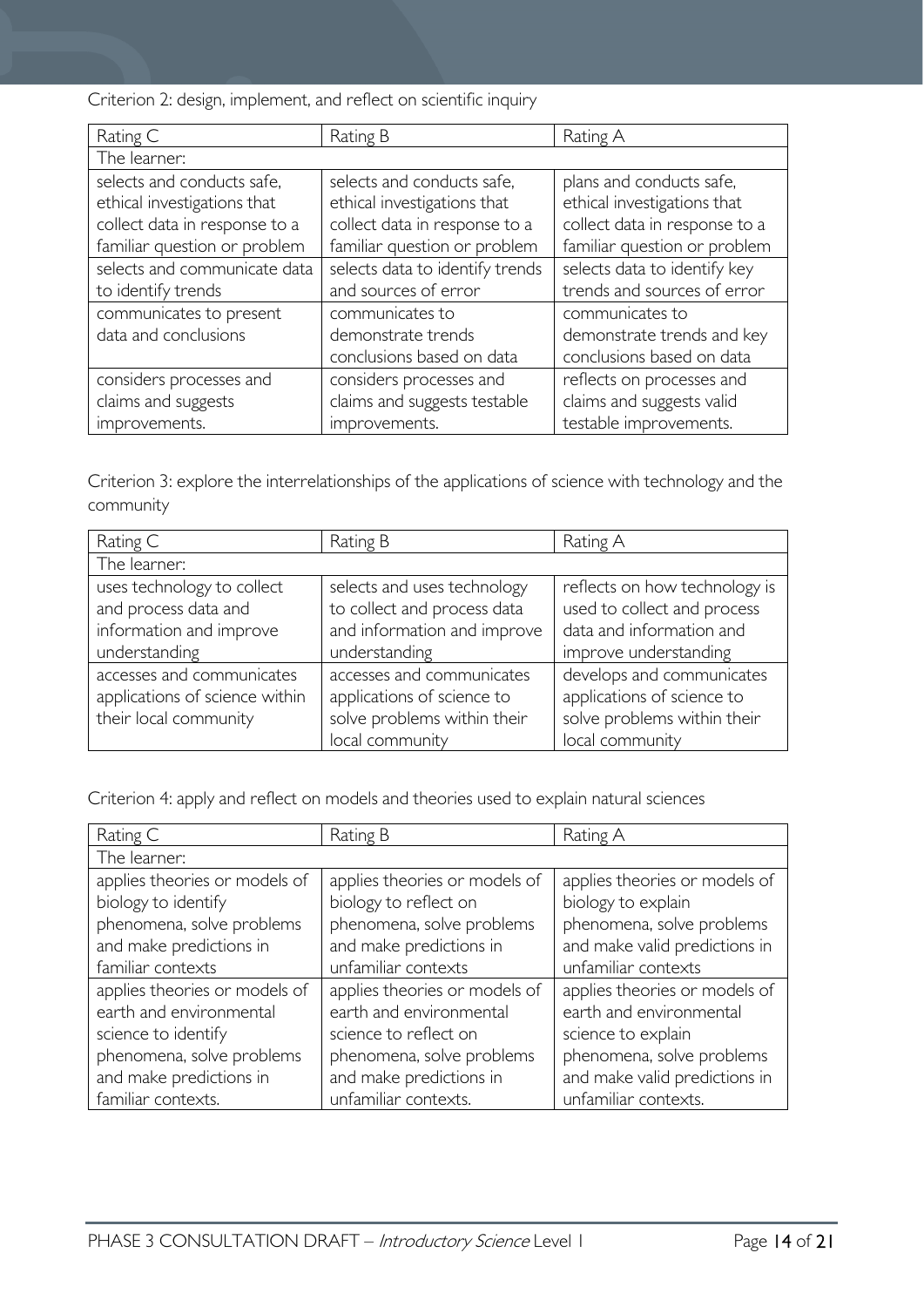Criterion 2: design, implement, and reflect on scientific inquiry

| Rating C | Rating B | Rating A |
| --- | --- | --- |
| The learner: | | |
| selects and conducts safe, ethical investigations that collect data in response to a familiar question or problem | selects and conducts safe, ethical investigations that collect data in response to a familiar question or problem | plans and conducts safe, ethical investigations that collect data in response to a familiar question or problem |
| selects and communicate data to identify trends | selects data to identify trends and sources of error | selects data to identify key trends and sources of error |
| communicates to present data and conclusions | communicates to demonstrate trends conclusions based on data | communicates to demonstrate trends and key conclusions based on data |
| considers processes and claims and suggests improvements. | considers processes and claims and suggests testable improvements. | reflects on processes and claims and suggests valid testable improvements. |

Criterion 3: explore the interrelationships of the applications of science with technology and the community

| Rating C | Rating B | Rating A |
| --- | --- | --- |
| The learner: | | |
| uses technology to collect and process data and information and improve understanding | selects and uses technology to collect and process data and information and improve understanding | reflects on how technology is used to collect and process data and information and improve understanding |
| accesses and communicates applications of science within their local community | accesses and communicates applications of science to solve problems within their local community | develops and communicates applications of science to solve problems within their local community |

Criterion 4: apply and reflect on models and theories used to explain natural sciences

| Rating C | Rating B | Rating A |
| --- | --- | --- |
| The learner: | | |
| applies theories or models of biology to identify phenomena, solve problems and make predictions in familiar contexts | applies theories or models of biology to reflect on phenomena, solve problems and make predictions in unfamiliar contexts | applies theories or models of biology to explain phenomena, solve problems and make valid predictions in unfamiliar contexts |
| applies theories or models of earth and environmental science to identify phenomena, solve problems and make predictions in familiar contexts. | applies theories or models of earth and environmental science to reflect on phenomena, solve problems and make predictions in unfamiliar contexts. | applies theories or models of earth and environmental science to explain phenomena, solve problems and make valid predictions in unfamiliar contexts. |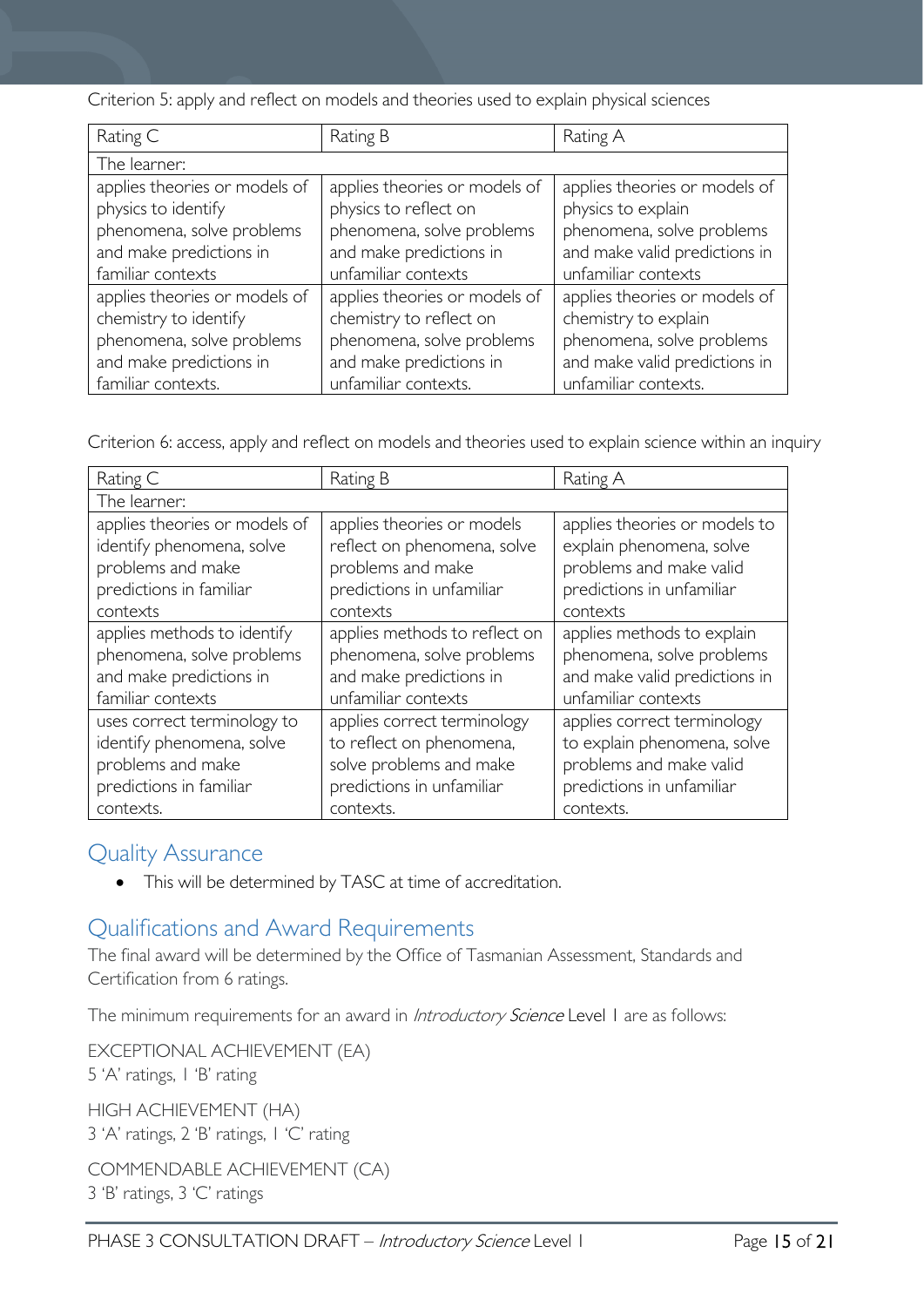Criterion 5: apply and reflect on models and theories used to explain physical sciences

| Rating C | Rating B | Rating A |
|---|---|---|
| The learner: | | |
| applies theories or models of physics to identify phenomena, solve problems and make predictions in familiar contexts | applies theories or models of physics to reflect on phenomena, solve problems and make predictions in unfamiliar contexts | applies theories or models of physics to explain phenomena, solve problems and make valid predictions in unfamiliar contexts |
| applies theories or models of chemistry to identify phenomena, solve problems and make predictions in familiar contexts. | applies theories or models of chemistry to reflect on phenomena, solve problems and make predictions in unfamiliar contexts. | applies theories or models of chemistry to explain phenomena, solve problems and make valid predictions in unfamiliar contexts. |

Criterion 6: access, apply and reflect on models and theories used to explain science within an inquiry

| Rating C | Rating B | Rating A |
|---|---|---|
| The learner: | | |
| applies theories or models of identify phenomena, solve problems and make predictions in familiar contexts | applies theories or models reflect on phenomena, solve problems and make predictions in unfamiliar contexts | applies theories or models to explain phenomena, solve problems and make valid predictions in unfamiliar contexts |
| applies methods to identify phenomena, solve problems and make predictions in familiar contexts | applies methods to reflect on phenomena, solve problems and make predictions in unfamiliar contexts | applies methods to explain phenomena, solve problems and make valid predictions in unfamiliar contexts |
| uses correct terminology to identify phenomena, solve problems and make predictions in familiar contexts. | applies correct terminology to reflect on phenomena, solve problems and make predictions in unfamiliar contexts. | applies correct terminology to explain phenomena, solve problems and make valid predictions in unfamiliar contexts. |

## Quality Assurance

- This will be determined by TASC at time of accreditation.

## Qualifications and Award Requirements

The final award will be determined by the Office of Tasmanian Assessment, Standards and Certification from 6 ratings.

The minimum requirements for an award in *Introductory Science* Level 1 are as follows:

EXCEPTIONAL ACHIEVEMENT (EA)
5 'A' ratings, 1 'B' rating

HIGH ACHIEVEMENT (HA)
3 'A' ratings, 2 'B' ratings, 1 'C' rating

COMMENDABLE ACHIEVEMENT (CA)
3 'B' ratings, 3 'C' ratings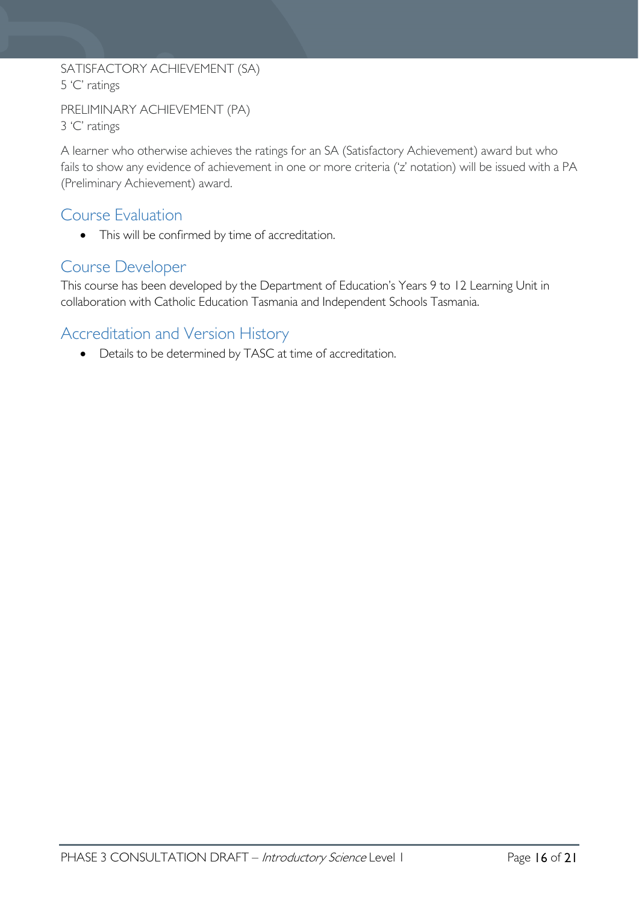SATISFACTORY ACHIEVEMENT (SA)
5 'C' ratings

PRELIMINARY ACHIEVEMENT (PA)
3 'C' ratings

A learner who otherwise achieves the ratings for an SA (Satisfactory Achievement) award but who fails to show any evidence of achievement in one or more criteria ('z' notation) will be issued with a PA (Preliminary Achievement) award.

## Course Evaluation

- This will be confirmed by time of accreditation.

## Course Developer

This course has been developed by the Department of Education's Years 9 to 12 Learning Unit in collaboration with Catholic Education Tasmania and Independent Schools Tasmania.

## Accreditation and Version History

- Details to be determined by TASC at time of accreditation.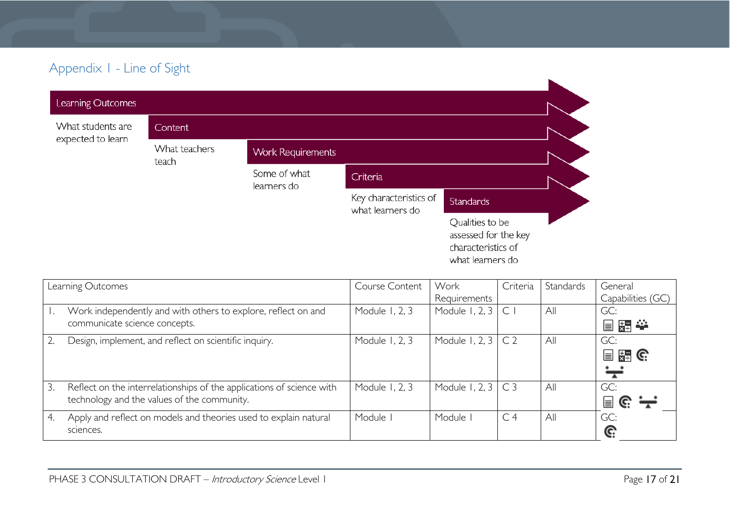## Appendix 1 - Line of Sight

**Learning Outcomes** – What students are expected to learn

**Content** – What teachers teach

**Work Requirements** – Some of what learners do

**Criteria** – Key characteristics of what learners do

**Standards** – Qualities to be assessed for the key characteristics of what learners do

| Learning Outcomes | Course Content | Work Requirements | Criteria | Standards | General Capabilities (GC) |
|---|---|---|---|---|---|
| 1. Work independently and with others to explore, reflect on and communicate science concepts. | Module 1, 2, 3 | Module 1, 2, 3 | C 1 | All | GC: |
| 2. Design, implement, and reflect on scientific inquiry. | Module 1, 2, 3 | Module 1, 2, 3 | C 2 | All | GC: |
| 3. Reflect on the interrelationships of the applications of science with technology and the values of the community. | Module 1, 2, 3 | Module 1, 2, 3 | C 3 | All | GC: |
| 4. Apply and reflect on models and theories used to explain natural sciences. | Module 1 | Module 1 | C 4 | All | GC: |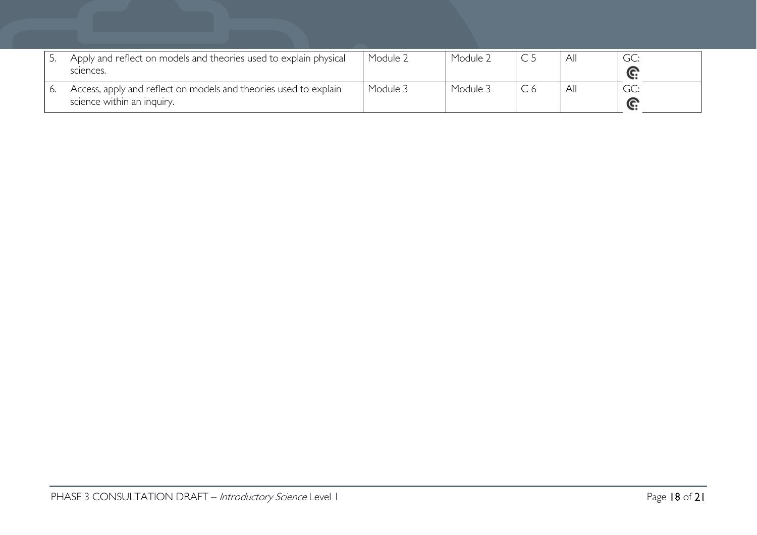| | | | | | |
|---|---|---|---|---|---|
| 5. Apply and reflect on models and theories used to explain physical sciences. | Module 2 | Module 2 | C 5 | All | GC: |
| 6. Access, apply and reflect on models and theories used to explain science within an inquiry. | Module 3 | Module 3 | C 6 | All | GC: |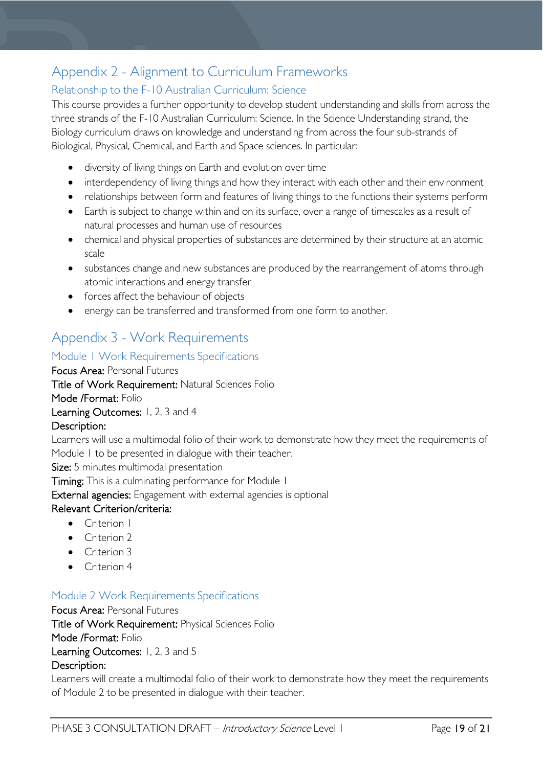# Appendix 2 - Alignment to Curriculum Frameworks

## Relationship to the F-10 Australian Curriculum: Science

This course provides a further opportunity to develop student understanding and skills from across the three strands of the F-10 Australian Curriculum: Science. In the Science Understanding strand, the Biology curriculum draws on knowledge and understanding from across the four sub-strands of Biological, Physical, Chemical, and Earth and Space sciences. In particular:

- diversity of living things on Earth and evolution over time
- interdependency of living things and how they interact with each other and their environment
- relationships between form and features of living things to the functions their systems perform
- Earth is subject to change within and on its surface, over a range of timescales as a result of natural processes and human use of resources
- chemical and physical properties of substances are determined by their structure at an atomic scale
- substances change and new substances are produced by the rearrangement of atoms through atomic interactions and energy transfer
- forces affect the behaviour of objects
- energy can be transferred and transformed from one form to another.

# Appendix 3 - Work Requirements

## Module 1 Work Requirements Specifications

**Focus Area:** Personal Futures

**Title of Work Requirement:** Natural Sciences Folio

**Mode /Format:** Folio

**Learning Outcomes:** 1, 2, 3 and 4

**Description:**

Learners will use a multimodal folio of their work to demonstrate how they meet the requirements of Module 1 to be presented in dialogue with their teacher.

**Size:** 5 minutes multimodal presentation

**Timing:** This is a culminating performance for Module 1

**External agencies:** Engagement with external agencies is optional

**Relevant Criterion/criteria:**

- Criterion 1
- Criterion 2
- Criterion 3
- Criterion 4

## Module 2 Work Requirements Specifications

**Focus Area:** Personal Futures

**Title of Work Requirement:** Physical Sciences Folio

**Mode /Format:** Folio

**Learning Outcomes:** 1, 2, 3 and 5

**Description:**

Learners will create a multimodal folio of their work to demonstrate how they meet the requirements of Module 2 to be presented in dialogue with their teacher.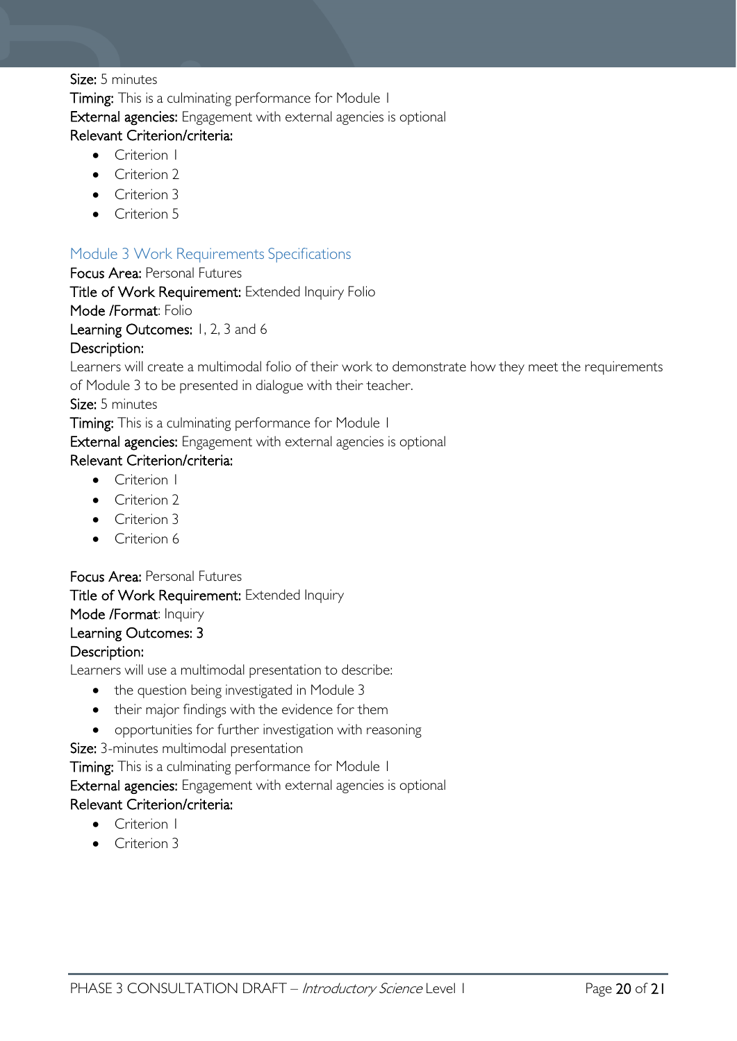**Size:** 5 minutes
**Timing:** This is a culminating performance for Module 1
**External agencies:** Engagement with external agencies is optional
**Relevant Criterion/criteria:**

- Criterion 1
- Criterion 2
- Criterion 3
- Criterion 5

## Module 3 Work Requirements Specifications

**Focus Area:** Personal Futures
**Title of Work Requirement:** Extended Inquiry Folio
**Mode /Format**: Folio
**Learning Outcomes:** 1, 2, 3 and 6
**Description:**
Learners will create a multimodal folio of their work to demonstrate how they meet the requirements of Module 3 to be presented in dialogue with their teacher.
**Size:** 5 minutes
**Timing:** This is a culminating performance for Module 1
**External agencies:** Engagement with external agencies is optional
**Relevant Criterion/criteria:**

- Criterion 1
- Criterion 2
- Criterion 3
- Criterion 6

**Focus Area:** Personal Futures
**Title of Work Requirement:** Extended Inquiry
**Mode /Format**: Inquiry
**Learning Outcomes: 3**
**Description:**
Learners will use a multimodal presentation to describe:

- the question being investigated in Module 3
- their major findings with the evidence for them
- opportunities for further investigation with reasoning

**Size:** 3-minutes multimodal presentation
**Timing:** This is a culminating performance for Module 1
**External agencies:** Engagement with external agencies is optional
**Relevant Criterion/criteria:**

- Criterion 1
- Criterion 3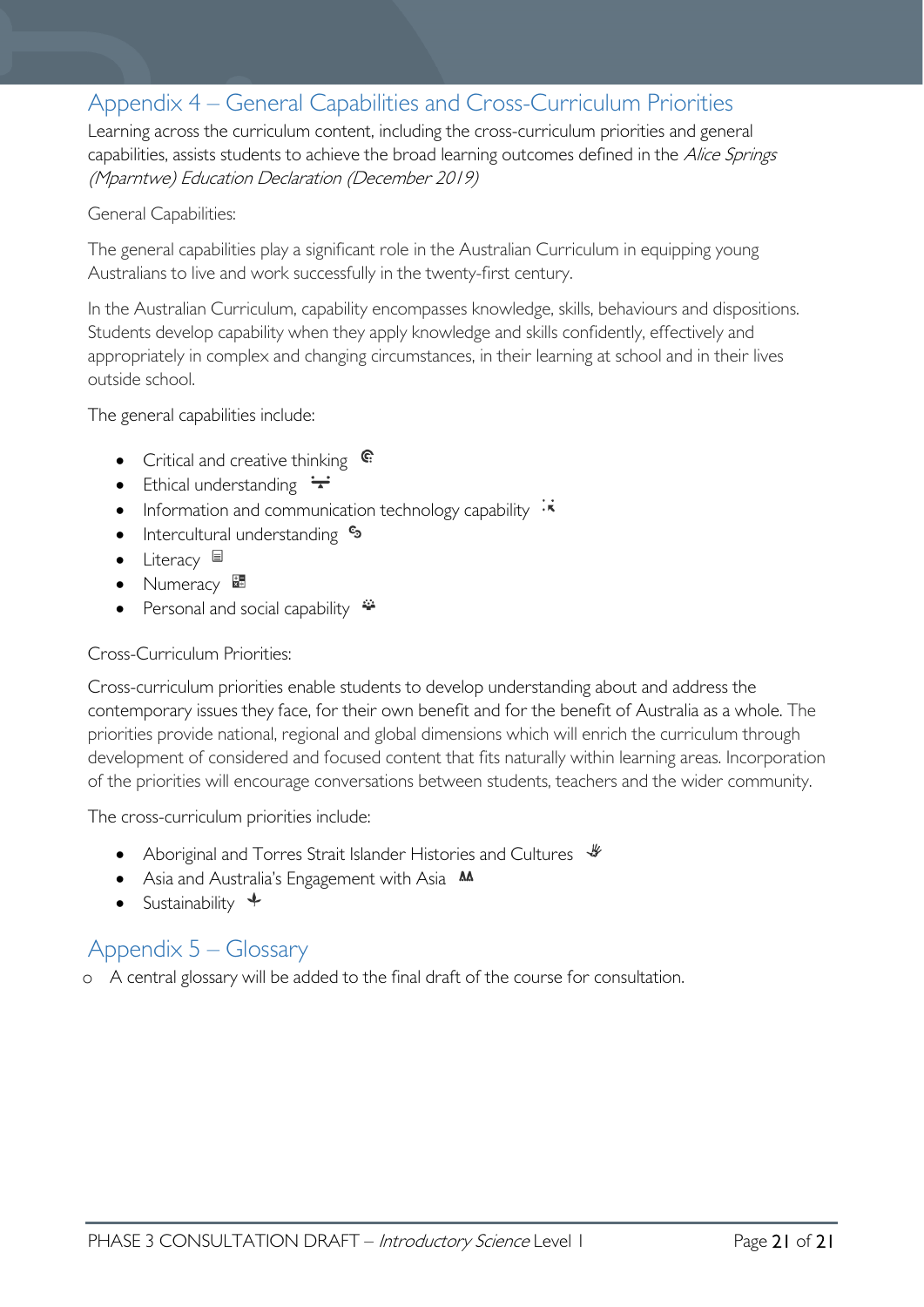## Appendix 4 – General Capabilities and Cross-Curriculum Priorities

Learning across the curriculum content, including the cross-curriculum priorities and general capabilities, assists students to achieve the broad learning outcomes defined in the *Alice Springs (Mparntwe) Education Declaration (December 2019)*

General Capabilities:

The general capabilities play a significant role in the Australian Curriculum in equipping young Australians to live and work successfully in the twenty-first century.

In the Australian Curriculum, capability encompasses knowledge, skills, behaviours and dispositions. Students develop capability when they apply knowledge and skills confidently, effectively and appropriately in complex and changing circumstances, in their learning at school and in their lives outside school.

The general capabilities include:

- Critical and creative thinking
- Ethical understanding
- Information and communication technology capability
- Intercultural understanding
- Literacy
- Numeracy
- Personal and social capability

Cross-Curriculum Priorities:

Cross-curriculum priorities enable students to develop understanding about and address the contemporary issues they face, for their own benefit and for the benefit of Australia as a whole. The priorities provide national, regional and global dimensions which will enrich the curriculum through development of considered and focused content that fits naturally within learning areas. Incorporation of the priorities will encourage conversations between students, teachers and the wider community.

The cross-curriculum priorities include:

- Aboriginal and Torres Strait Islander Histories and Cultures
- Asia and Australia's Engagement with Asia
- Sustainability

## Appendix 5 – Glossary

- A central glossary will be added to the final draft of the course for consultation.